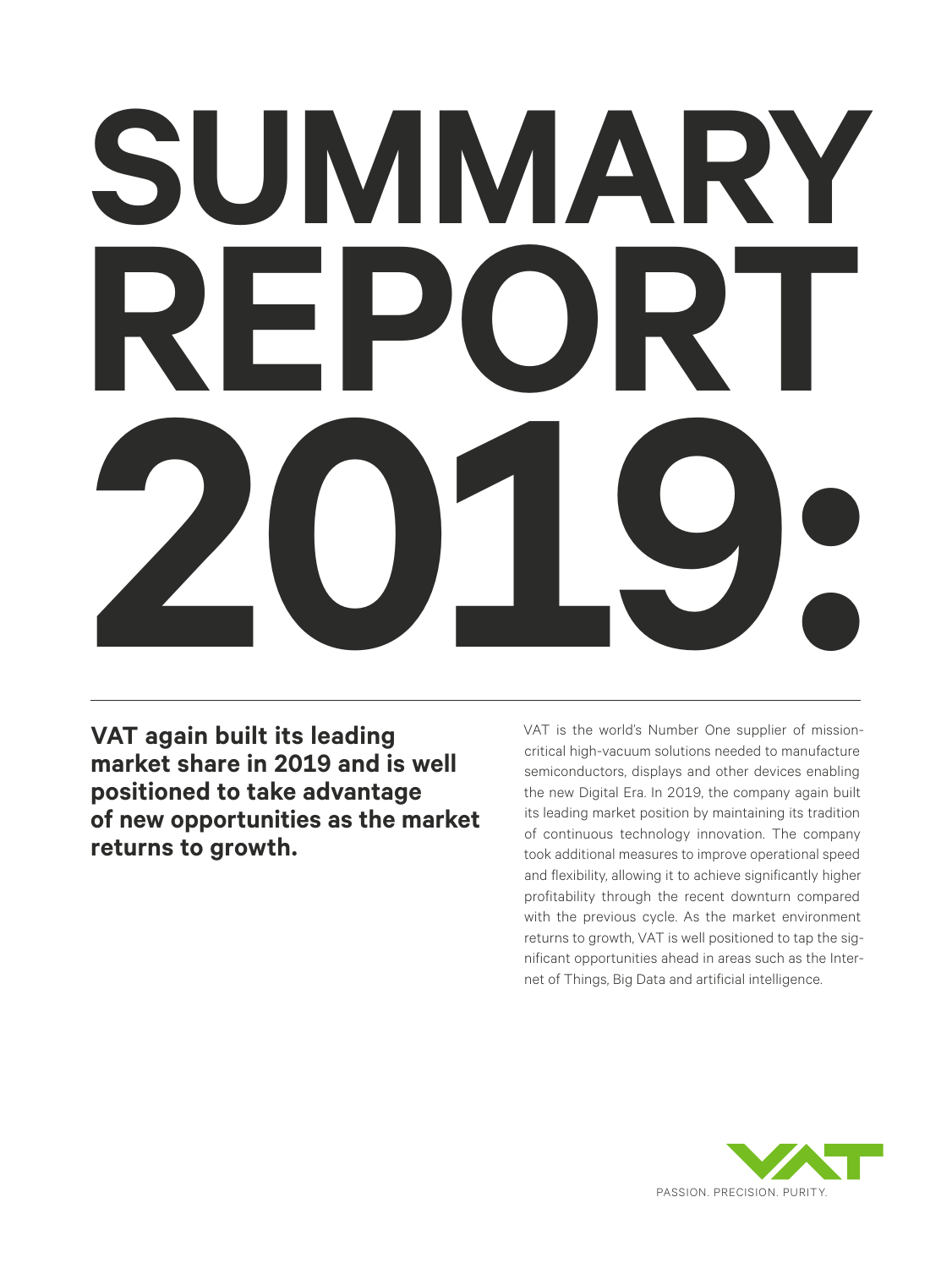# SUMMARY REPORT 2019:

**VAT again built its leading market share in 2019 and is well positioned to take advantage of new opportunities as the market returns to growth.**

VAT is the world's Number One supplier of mission-critical high-vacuum solutions needed to manufacture semiconductors, displays and other devices enabling the new Digital Era. In 2019, the company again built its leading market position by maintaining its tradition of continuous technology innovation. The company took additional measures to improve operational speed and flexibility, allowing it to achieve significantly higher profitability through the recent downturn compared with the previous cycle. As the market environment returns to growth, VAT is well positioned to tap the significant opportunities ahead in areas such as the Internet of Things, Big Data and artificial intelligence.

VAT

PASSION. PRECISION. PURITY.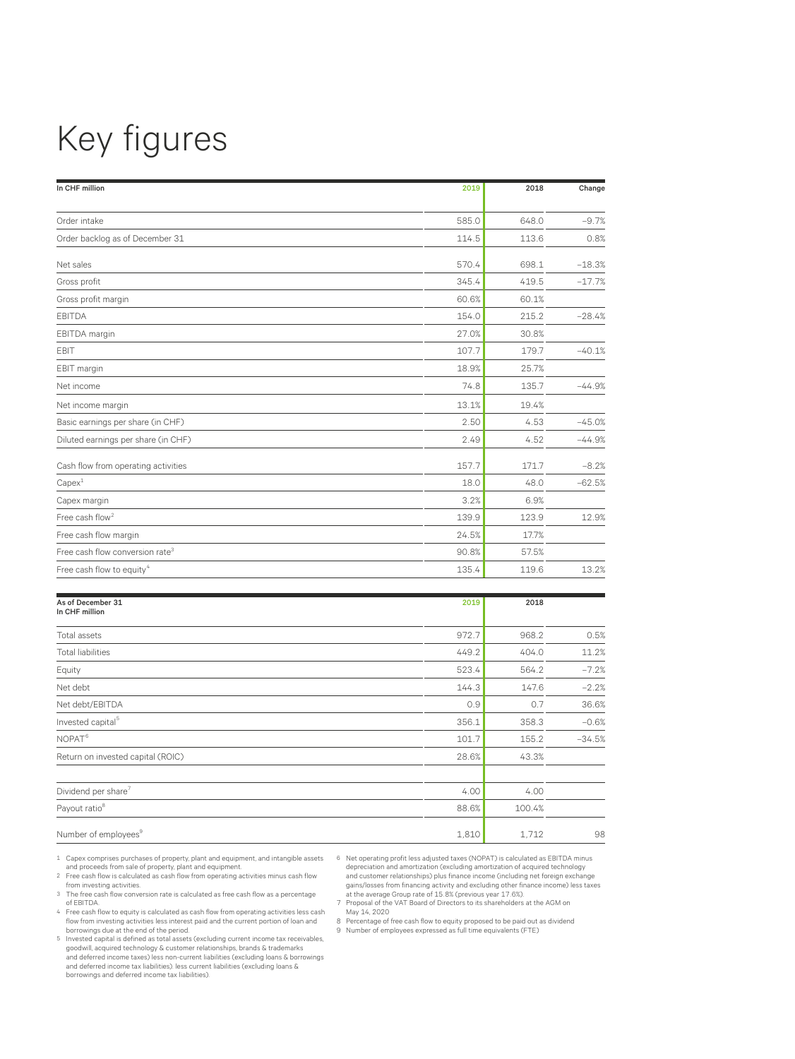# Key figures

| In CHF million | 2019 | 2018 | Change |
|---|---|---|---|
| Order intake | 585.0 | 648.0 | –9.7% |
| Order backlog as of December 31 | 114.5 | 113.6 | 0.8% |
| Net sales | 570.4 | 698.1 | –18.3% |
| Gross profit | 345.4 | 419.5 | –17.7% |
| Gross profit margin | 60.6% | 60.1% | |
| EBITDA | 154.0 | 215.2 | –28.4% |
| EBITDA margin | 27.0% | 30.8% | |
| EBIT | 107.7 | 179.7 | –40.1% |
| EBIT margin | 18.9% | 25.7% | |
| Net income | 74.8 | 135.7 | –44.9% |
| Net income margin | 13.1% | 19.4% | |
| Basic earnings per share (in CHF) | 2.50 | 4.53 | –45.0% |
| Diluted earnings per share (in CHF) | 2.49 | 4.52 | –44.9% |
| Cash flow from operating activities | 157.7 | 171.7 | –8.2% |
| Capex[1] | 18.0 | 48.0 | –62.5% |
| Capex margin | 3.2% | 6.9% | |
| Free cash flow[2] | 139.9 | 123.9 | 12.9% |
| Free cash flow margin | 24.5% | 17.7% | |
| Free cash flow conversion rate[3] | 90.8% | 57.5% | |
| Free cash flow to equity[4] | 135.4 | 119.6 | 13.2% |

| As of December 31<br>In CHF million | 2019 | 2018 | |
|---|---|---|---|
| Total assets | 972.7 | 968.2 | 0.5% |
| Total liabilities | 449.2 | 404.0 | 11.2% |
| Equity | 523.4 | 564.2 | –7.2% |
| Net debt | 144.3 | 147.6 | –2.2% |
| Net debt/EBITDA | 0.9 | 0.7 | 36.6% |
| Invested capital[5] | 356.1 | 358.3 | –0.6% |
| NOPAT[6] | 101.7 | 155.2 | –34.5% |
| Return on invested capital (ROIC) | 28.6% | 43.3% | |
| Dividend per share[7] | 4.00 | 4.00 | |
| Payout ratio[8] | 88.6% | 100.4% | |
| Number of employees[9] | 1,810 | 1,712 | 98 |

1 Capex comprises purchases of property, plant and equipment, and intangible assets and proceeds from sale of property, plant and equipment.

2 Free cash flow is calculated as cash flow from operating activities minus cash flow from investing activities.

3 The free cash flow conversion rate is calculated as free cash flow as a percentage of EBITDA.

4 Free cash flow to equity is calculated as cash flow from operating activities less cash flow from investing activities less interest paid and the current portion of loan and borrowings due at the end of the period.

5 Invested capital is defined as total assets (excluding current income tax receivables, goodwill, acquired technology & customer relationships, brands & trademarks and deferred income taxes) less non-current liabilities (excluding loans & borrowings and deferred income tax liabilities) less current liabilities (excluding loans & borrowings and deferred income tax liabilities).

6 Net operating profit less adjusted taxes (NOPAT) is calculated as EBITDA minus depreciation and amortization (excluding amortization of acquired technology and customer relationships) plus finance income (including net foreign exchange gains/losses from financing activity and excluding other finance income) less taxes at the average Group rate of 15.8% (previous year 17.6%).

7 Proposal of the VAT Board of Directors to its shareholders at the AGM on May 14, 2020

8 Percentage of free cash flow to equity proposed to be paid out as dividend

9 Number of employees expressed as full time equivalents (FTE)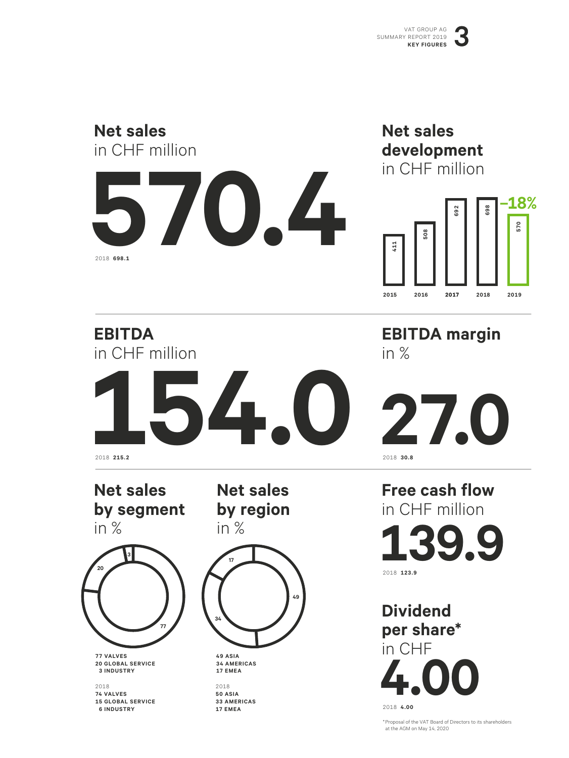## Net sales
in CHF million

**570.4**

2018 **698.1**

## Net sales development
in CHF million

| 2015 | 2016 | 2017 | 2018 | 2019 |
|---|---|---|---|---|
| 411 | 508 | 692 | 698 | 570 |

**–18%**

## EBITDA
in CHF million

**154.0**

2018 **215.2**

## EBITDA margin
in %

**27.0**

2018 **30.8**

## Net sales by segment
in %

**77 VALVES**
**20 GLOBAL SERVICE**
**3 INDUSTRY**

2018
**74 VALVES**
**15 GLOBAL SERVICE**
**6 INDUSTRY**

## Net sales by region
in %

**49 ASIA**
**34 AMERICAS**
**17 EMEA**

2018
**50 ASIA**
**33 AMERICAS**
**17 EMEA**

## Free cash flow
in CHF million

**139.9**

2018 **123.9**

## Dividend per share*
in CHF

**4.00**

2018 **4.00**

*Proposal of the VAT Board of Directors to its shareholders at the AGM on May 14, 2020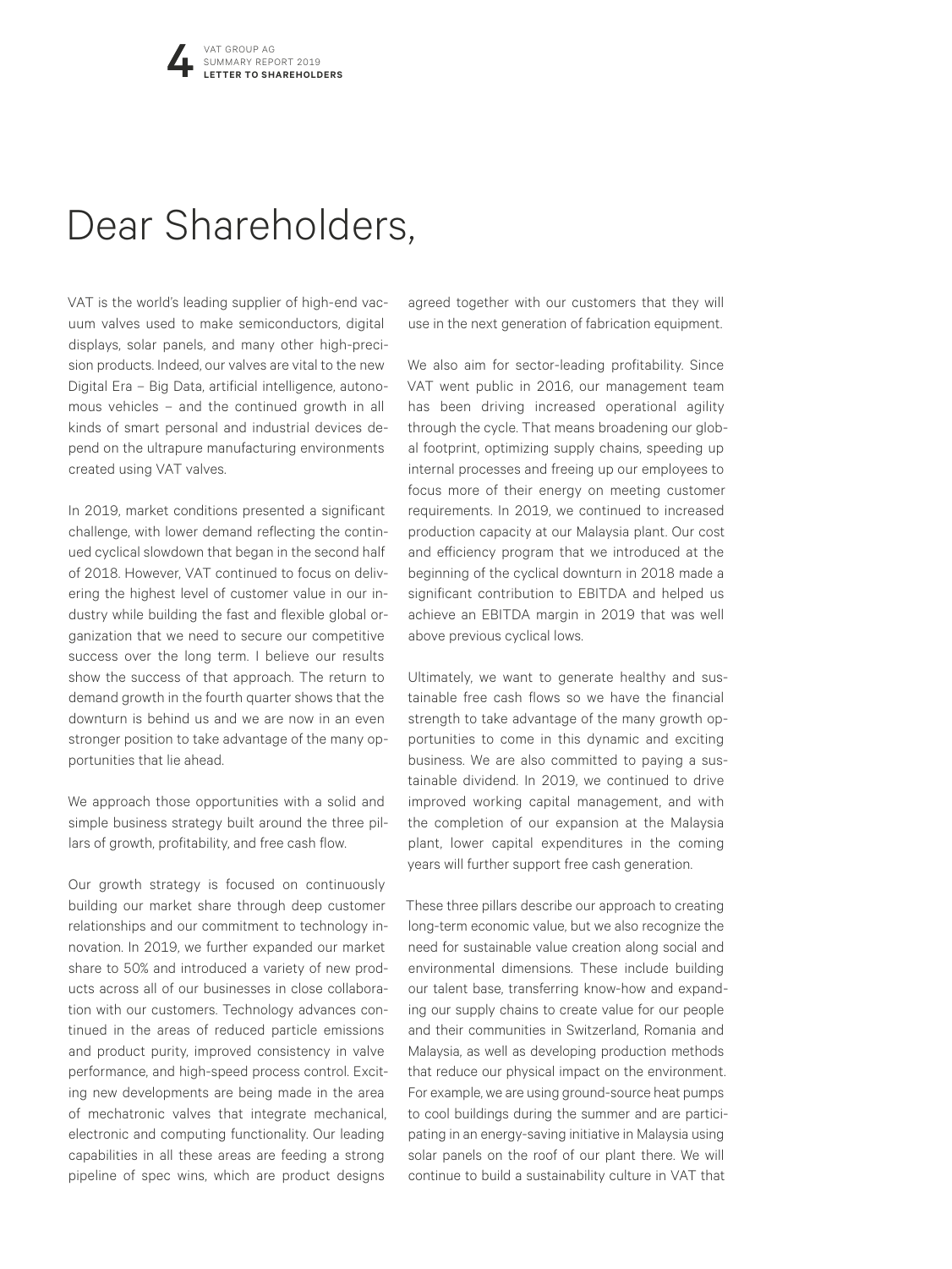# Dear Shareholders,

VAT is the world's leading supplier of high-end vacuum valves used to make semiconductors, digital displays, solar panels, and many other high-precision products. Indeed, our valves are vital to the new Digital Era – Big Data, artificial intelligence, autonomous vehicles – and the continued growth in all kinds of smart personal and industrial devices depend on the ultrapure manufacturing environments created using VAT valves.

In 2019, market conditions presented a significant challenge, with lower demand reflecting the continued cyclical slowdown that began in the second half of 2018. However, VAT continued to focus on delivering the highest level of customer value in our industry while building the fast and flexible global organization that we need to secure our competitive success over the long term. I believe our results show the success of that approach. The return to demand growth in the fourth quarter shows that the downturn is behind us and we are now in an even stronger position to take advantage of the many opportunities that lie ahead.

We approach those opportunities with a solid and simple business strategy built around the three pillars of growth, profitability, and free cash flow.

Our growth strategy is focused on continuously building our market share through deep customer relationships and our commitment to technology innovation. In 2019, we further expanded our market share to 50% and introduced a variety of new products across all of our businesses in close collaboration with our customers. Technology advances continued in the areas of reduced particle emissions and product purity, improved consistency in valve performance, and high-speed process control. Exciting new developments are being made in the area of mechatronic valves that integrate mechanical, electronic and computing functionality. Our leading capabilities in all these areas are feeding a strong pipeline of spec wins, which are product designs agreed together with our customers that they will use in the next generation of fabrication equipment.

We also aim for sector-leading profitability. Since VAT went public in 2016, our management team has been driving increased operational agility through the cycle. That means broadening our global footprint, optimizing supply chains, speeding up internal processes and freeing up our employees to focus more of their energy on meeting customer requirements. In 2019, we continued to increased production capacity at our Malaysia plant. Our cost and efficiency program that we introduced at the beginning of the cyclical downturn in 2018 made a significant contribution to EBITDA and helped us achieve an EBITDA margin in 2019 that was well above previous cyclical lows.

Ultimately, we want to generate healthy and sustainable free cash flows so we have the financial strength to take advantage of the many growth opportunities to come in this dynamic and exciting business. We are also committed to paying a sustainable dividend. In 2019, we continued to drive improved working capital management, and with the completion of our expansion at the Malaysia plant, lower capital expenditures in the coming years will further support free cash generation.

These three pillars describe our approach to creating long-term economic value, but we also recognize the need for sustainable value creation along social and environmental dimensions. These include building our talent base, transferring know-how and expanding our supply chains to create value for our people and their communities in Switzerland, Romania and Malaysia, as well as developing production methods that reduce our physical impact on the environment. For example, we are using ground-source heat pumps to cool buildings during the summer and are participating in an energy-saving initiative in Malaysia using solar panels on the roof of our plant there. We will continue to build a sustainability culture in VAT that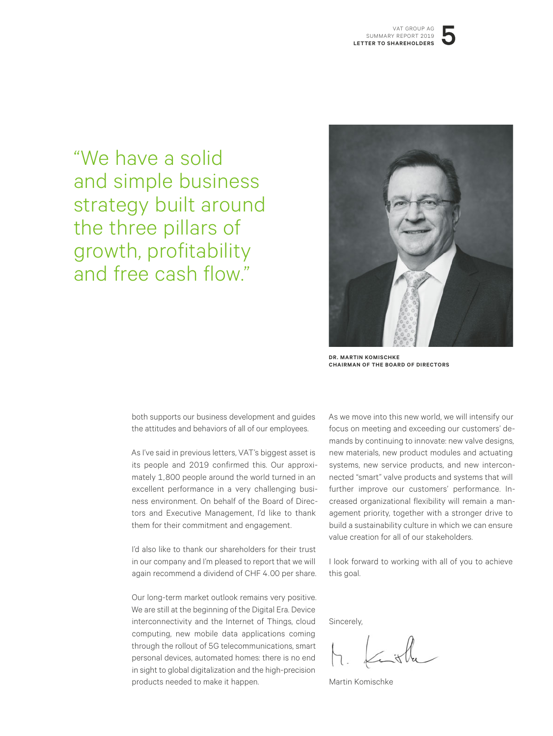"We have a solid and simple business strategy built around the three pillars of growth, profitability and free cash flow."

**DR. MARTIN KOMISCHKE**
**CHAIRMAN OF THE BOARD OF DIRECTORS**

both supports our business development and guides the attitudes and behaviors of all of our employees.

As I've said in previous letters, VAT's biggest asset is its people and 2019 confirmed this. Our approximately 1,800 people around the world turned in an excellent performance in a very challenging business environment. On behalf of the Board of Directors and Executive Management, I'd like to thank them for their commitment and engagement.

I'd also like to thank our shareholders for their trust in our company and I'm pleased to report that we will again recommend a dividend of CHF 4.00 per share.

Our long-term market outlook remains very positive. We are still at the beginning of the Digital Era. Device interconnectivity and the Internet of Things, cloud computing, new mobile data applications coming through the rollout of 5G telecommunications, smart personal devices, automated homes: there is no end in sight to global digitalization and the high-precision products needed to make it happen.

As we move into this new world, we will intensify our focus on meeting and exceeding our customers' demands by continuing to innovate: new valve designs, new materials, new product modules and actuating systems, new service products, and new interconnected "smart" valve products and systems that will further improve our customers' performance. Increased organizational flexibility will remain a management priority, together with a stronger drive to build a sustainability culture in which we can ensure value creation for all of our stakeholders.

I look forward to working with all of you to achieve this goal.

Sincerely,

Martin Komischke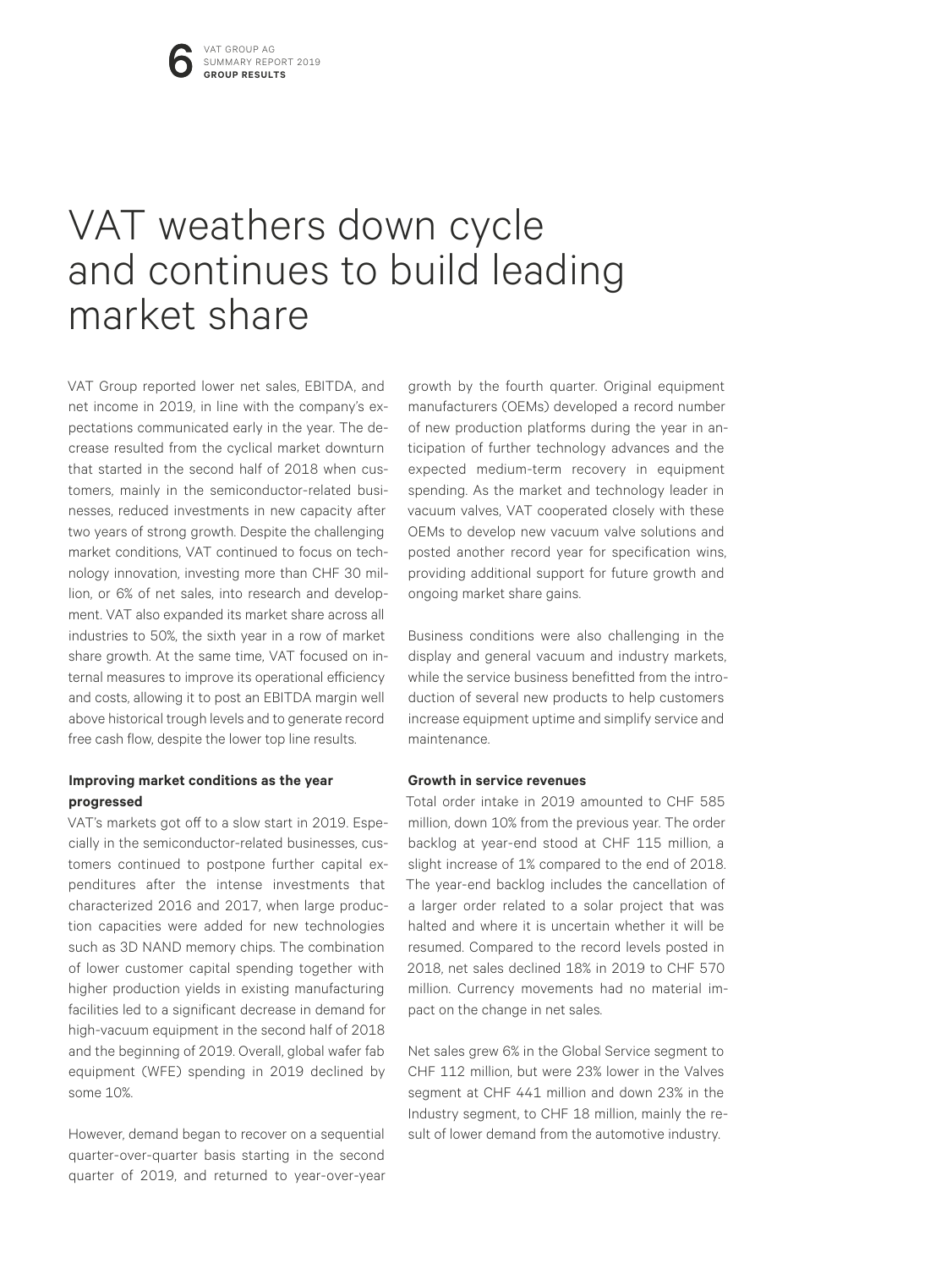# VAT weathers down cycle and continues to build leading market share

VAT Group reported lower net sales, EBITDA, and net income in 2019, in line with the company's expectations communicated early in the year. The decrease resulted from the cyclical market downturn that started in the second half of 2018 when customers, mainly in the semiconductor-related businesses, reduced investments in new capacity after two years of strong growth. Despite the challenging market conditions, VAT continued to focus on technology innovation, investing more than CHF 30 million, or 6% of net sales, into research and development. VAT also expanded its market share across all industries to 50%, the sixth year in a row of market share growth. At the same time, VAT focused on internal measures to improve its operational efficiency and costs, allowing it to post an EBITDA margin well above historical trough levels and to generate record free cash flow, despite the lower top line results.

### Improving market conditions as the year progressed

VAT's markets got off to a slow start in 2019. Especially in the semiconductor-related businesses, customers continued to postpone further capital expenditures after the intense investments that characterized 2016 and 2017, when large production capacities were added for new technologies such as 3D NAND memory chips. The combination of lower customer capital spending together with higher production yields in existing manufacturing facilities led to a significant decrease in demand for high-vacuum equipment in the second half of 2018 and the beginning of 2019. Overall, global wafer fab equipment (WFE) spending in 2019 declined by some 10%.

However, demand began to recover on a sequential quarter-over-quarter basis starting in the second quarter of 2019, and returned to year-over-year growth by the fourth quarter. Original equipment manufacturers (OEMs) developed a record number of new production platforms during the year in anticipation of further technology advances and the expected medium-term recovery in equipment spending. As the market and technology leader in vacuum valves, VAT cooperated closely with these OEMs to develop new vacuum valve solutions and posted another record year for specification wins, providing additional support for future growth and ongoing market share gains.

Business conditions were also challenging in the display and general vacuum and industry markets, while the service business benefitted from the introduction of several new products to help customers increase equipment uptime and simplify service and maintenance.

### Growth in service revenues

Total order intake in 2019 amounted to CHF 585 million, down 10% from the previous year. The order backlog at year-end stood at CHF 115 million, a slight increase of 1% compared to the end of 2018. The year-end backlog includes the cancellation of a larger order related to a solar project that was halted and where it is uncertain whether it will be resumed. Compared to the record levels posted in 2018, net sales declined 18% in 2019 to CHF 570 million. Currency movements had no material impact on the change in net sales.

Net sales grew 6% in the Global Service segment to CHF 112 million, but were 23% lower in the Valves segment at CHF 441 million and down 23% in the Industry segment, to CHF 18 million, mainly the result of lower demand from the automotive industry.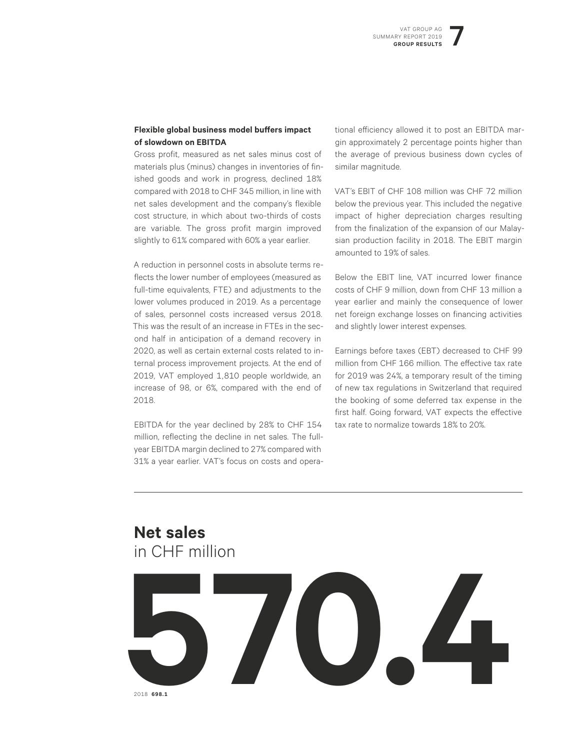**Flexible global business model buffers impact of slowdown on EBITDA**

Gross profit, measured as net sales minus cost of materials plus (minus) changes in inventories of finished goods and work in progress, declined 18% compared with 2018 to CHF 345 million, in line with net sales development and the company's flexible cost structure, in which about two-thirds of costs are variable. The gross profit margin improved slightly to 61% compared with 60% a year earlier.

A reduction in personnel costs in absolute terms reflects the lower number of employees (measured as full-time equivalents, FTE) and adjustments to the lower volumes produced in 2019. As a percentage of sales, personnel costs increased versus 2018. This was the result of an increase in FTEs in the second half in anticipation of a demand recovery in 2020, as well as certain external costs related to internal process improvement projects. At the end of 2019, VAT employed 1,810 people worldwide, an increase of 98, or 6%, compared with the end of 2018.

EBITDA for the year declined by 28% to CHF 154 million, reflecting the decline in net sales. The full-year EBITDA margin declined to 27% compared with 31% a year earlier. VAT's focus on costs and operational efficiency allowed it to post an EBITDA margin approximately 2 percentage points higher than the average of previous business down cycles of similar magnitude.

VAT's EBIT of CHF 108 million was CHF 72 million below the previous year. This included the negative impact of higher depreciation charges resulting from the finalization of the expansion of our Malaysian production facility in 2018. The EBIT margin amounted to 19% of sales.

Below the EBIT line, VAT incurred lower finance costs of CHF 9 million, down from CHF 13 million a year earlier and mainly the consequence of lower net foreign exchange losses on financing activities and slightly lower interest expenses.

Earnings before taxes (EBT) decreased to CHF 99 million from CHF 166 million. The effective tax rate for 2019 was 24%, a temporary result of the timing of new tax regulations in Switzerland that required the booking of some deferred tax expense in the first half. Going forward, VAT expects the effective tax rate to normalize towards 18% to 20%.

## **Net sales** in CHF million

# 570.4

2018 **698.1**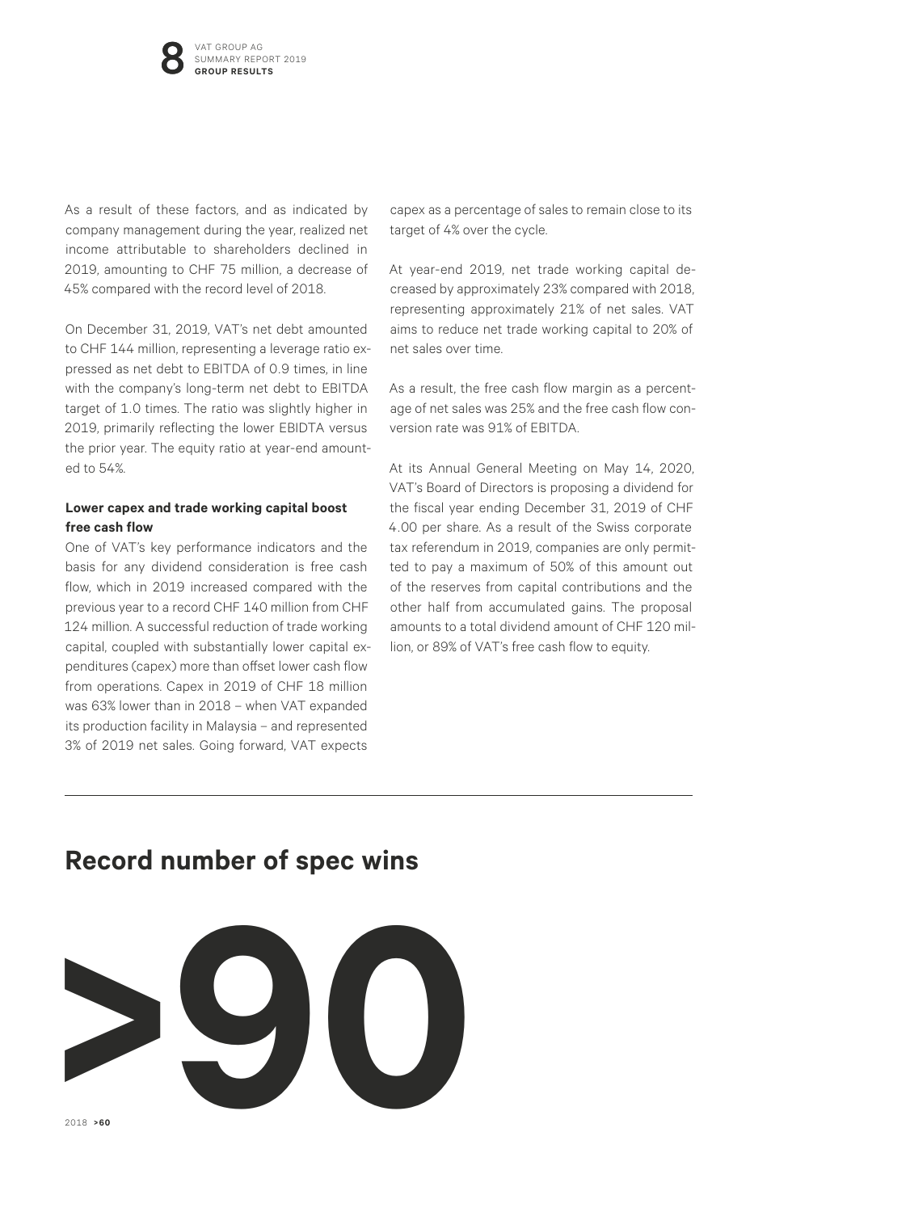As a result of these factors, and as indicated by company management during the year, realized net income attributable to shareholders declined in 2019, amounting to CHF 75 million, a decrease of 45% compared with the record level of 2018.

On December 31, 2019, VAT's net debt amounted to CHF 144 million, representing a leverage ratio expressed as net debt to EBITDA of 0.9 times, in line with the company's long-term net debt to EBITDA target of 1.0 times. The ratio was slightly higher in 2019, primarily reflecting the lower EBIDTA versus the prior year. The equity ratio at year-end amounted to 54%.

**Lower capex and trade working capital boost free cash flow**

One of VAT's key performance indicators and the basis for any dividend consideration is free cash flow, which in 2019 increased compared with the previous year to a record CHF 140 million from CHF 124 million. A successful reduction of trade working capital, coupled with substantially lower capital expenditures (capex) more than offset lower cash flow from operations. Capex in 2019 of CHF 18 million was 63% lower than in 2018 – when VAT expanded its production facility in Malaysia – and represented 3% of 2019 net sales. Going forward, VAT expects capex as a percentage of sales to remain close to its target of 4% over the cycle.

At year-end 2019, net trade working capital decreased by approximately 23% compared with 2018, representing approximately 21% of net sales. VAT aims to reduce net trade working capital to 20% of net sales over time.

As a result, the free cash flow margin as a percentage of net sales was 25% and the free cash flow conversion rate was 91% of EBITDA.

At its Annual General Meeting on May 14, 2020, VAT's Board of Directors is proposing a dividend for the fiscal year ending December 31, 2019 of CHF 4.00 per share. As a result of the Swiss corporate tax referendum in 2019, companies are only permitted to pay a maximum of 50% of this amount out of the reserves from capital contributions and the other half from accumulated gains. The proposal amounts to a total dividend amount of CHF 120 million, or 89% of VAT's free cash flow to equity.

## Record number of spec wins

# >90

2018 **>60**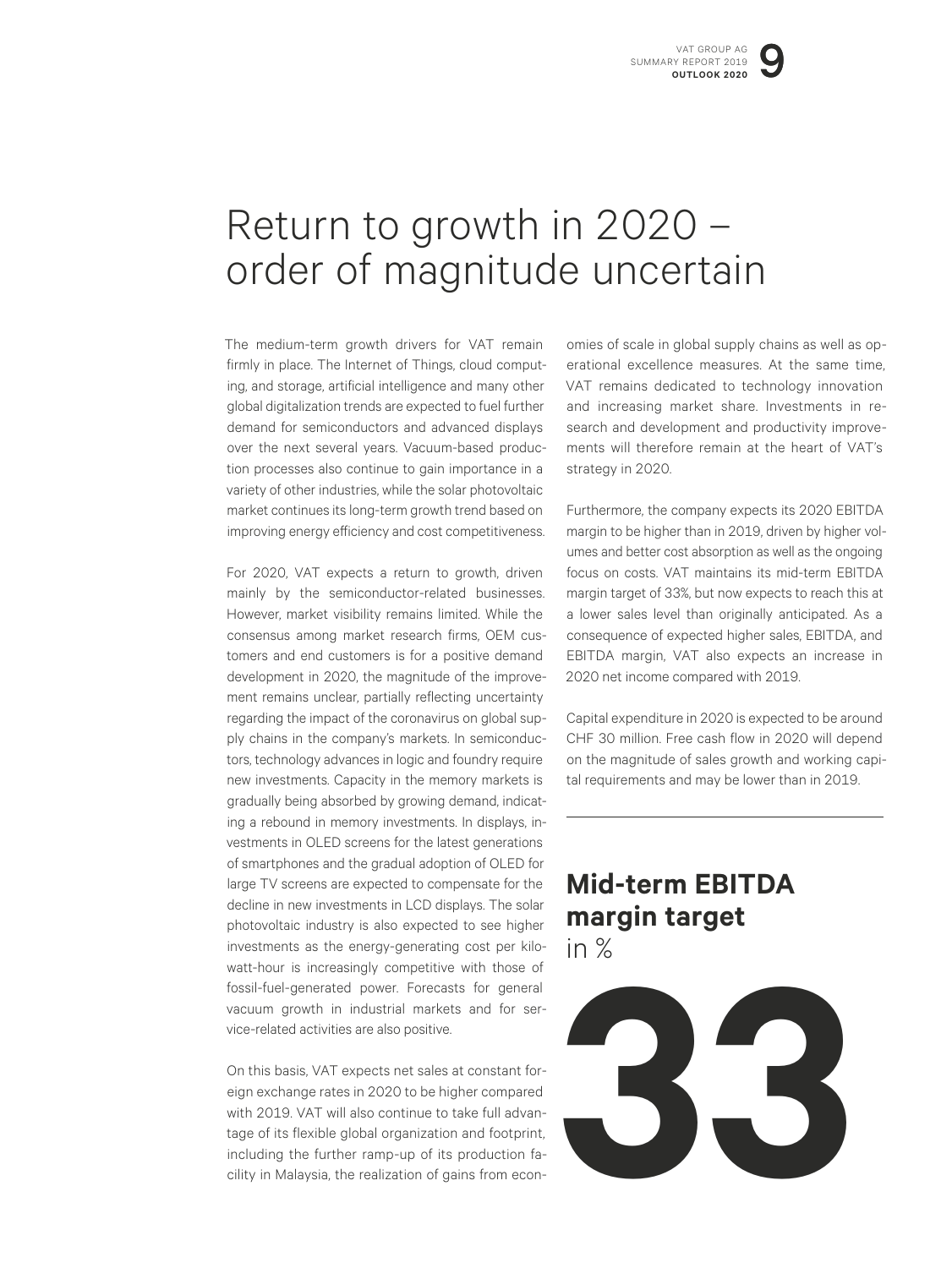# Return to growth in 2020 – order of magnitude uncertain

The medium-term growth drivers for VAT remain firmly in place. The Internet of Things, cloud computing, and storage, artificial intelligence and many other global digitalization trends are expected to fuel further demand for semiconductors and advanced displays over the next several years. Vacuum-based production processes also continue to gain importance in a variety of other industries, while the solar photovoltaic market continues its long-term growth trend based on improving energy efficiency and cost competitiveness.

For 2020, VAT expects a return to growth, driven mainly by the semiconductor-related businesses. However, market visibility remains limited. While the consensus among market research firms, OEM customers and end customers is for a positive demand development in 2020, the magnitude of the improvement remains unclear, partially reflecting uncertainty regarding the impact of the coronavirus on global supply chains in the company's markets. In semiconductors, technology advances in logic and foundry require new investments. Capacity in the memory markets is gradually being absorbed by growing demand, indicating a rebound in memory investments. In displays, investments in OLED screens for the latest generations of smartphones and the gradual adoption of OLED for large TV screens are expected to compensate for the decline in new investments in LCD displays. The solar photovoltaic industry is also expected to see higher investments as the energy-generating cost per kilowatt-hour is increasingly competitive with those of fossil-fuel-generated power. Forecasts for general vacuum growth in industrial markets and for service-related activities are also positive.

On this basis, VAT expects net sales at constant foreign exchange rates in 2020 to be higher compared with 2019. VAT will also continue to take full advantage of its flexible global organization and footprint, including the further ramp-up of its production facility in Malaysia, the realization of gains from economies of scale in global supply chains as well as operational excellence measures. At the same time, VAT remains dedicated to technology innovation and increasing market share. Investments in research and development and productivity improvements will therefore remain at the heart of VAT's strategy in 2020.

Furthermore, the company expects its 2020 EBITDA margin to be higher than in 2019, driven by higher volumes and better cost absorption as well as the ongoing focus on costs. VAT maintains its mid-term EBITDA margin target of 33%, but now expects to reach this at a lower sales level than originally anticipated. As a consequence of expected higher sales, EBITDA, and EBITDA margin, VAT also expects an increase in 2020 net income compared with 2019.

Capital expenditure in 2020 is expected to be around CHF 30 million. Free cash flow in 2020 will depend on the magnitude of sales growth and working capital requirements and may be lower than in 2019.

**Mid-term EBITDA margin target**
in %

**33**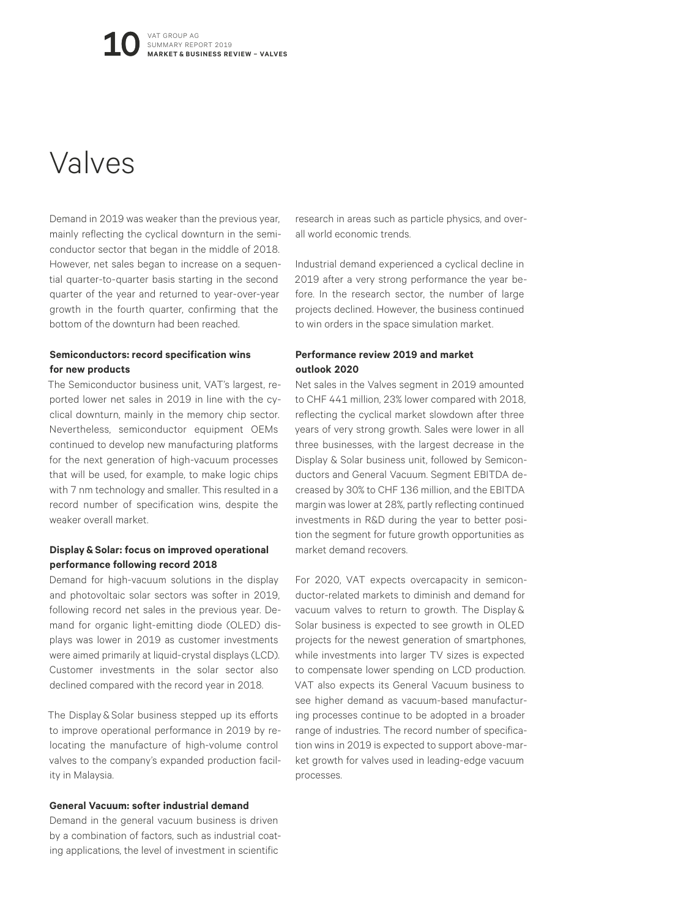# Valves

Demand in 2019 was weaker than the previous year, mainly reflecting the cyclical downturn in the semiconductor sector that began in the middle of 2018. However, net sales began to increase on a sequential quarter-to-quarter basis starting in the second quarter of the year and returned to year-over-year growth in the fourth quarter, confirming that the bottom of the downturn had been reached.

### Semiconductors: record specification wins for new products

The Semiconductor business unit, VAT's largest, reported lower net sales in 2019 in line with the cyclical downturn, mainly in the memory chip sector. Nevertheless, semiconductor equipment OEMs continued to develop new manufacturing platforms for the next generation of high-vacuum processes that will be used, for example, to make logic chips with 7 nm technology and smaller. This resulted in a record number of specification wins, despite the weaker overall market.

### Display & Solar: focus on improved operational performance following record 2018

Demand for high-vacuum solutions in the display and photovoltaic solar sectors was softer in 2019, following record net sales in the previous year. Demand for organic light-emitting diode (OLED) displays was lower in 2019 as customer investments were aimed primarily at liquid-crystal displays (LCD). Customer investments in the solar sector also declined compared with the record year in 2018.

The Display & Solar business stepped up its efforts to improve operational performance in 2019 by relocating the manufacture of high-volume control valves to the company's expanded production facility in Malaysia.

### General Vacuum: softer industrial demand

Demand in the general vacuum business is driven by a combination of factors, such as industrial coating applications, the level of investment in scientific research in areas such as particle physics, and overall world economic trends.

Industrial demand experienced a cyclical decline in 2019 after a very strong performance the year before. In the research sector, the number of large projects declined. However, the business continued to win orders in the space simulation market.

### Performance review 2019 and market outlook 2020

Net sales in the Valves segment in 2019 amounted to CHF 441 million, 23% lower compared with 2018, reflecting the cyclical market slowdown after three years of very strong growth. Sales were lower in all three businesses, with the largest decrease in the Display & Solar business unit, followed by Semiconductors and General Vacuum. Segment EBITDA decreased by 30% to CHF 136 million, and the EBITDA margin was lower at 28%, partly reflecting continued investments in R&D during the year to better position the segment for future growth opportunities as market demand recovers.

For 2020, VAT expects overcapacity in semiconductor-related markets to diminish and demand for vacuum valves to return to growth. The Display & Solar business is expected to see growth in OLED projects for the newest generation of smartphones, while investments into larger TV sizes is expected to compensate lower spending on LCD production. VAT also expects its General Vacuum business to see higher demand as vacuum-based manufacturing processes continue to be adopted in a broader range of industries. The record number of specification wins in 2019 is expected to support above-market growth for valves used in leading-edge vacuum processes.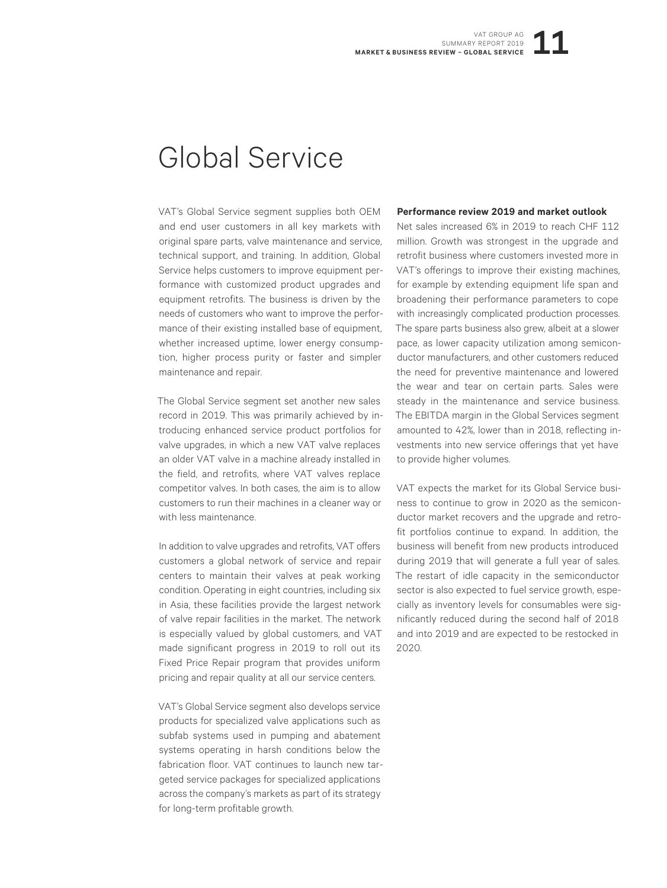# Global Service

VAT's Global Service segment supplies both OEM and end user customers in all key markets with original spare parts, valve maintenance and service, technical support, and training. In addition, Global Service helps customers to improve equipment performance with customized product upgrades and equipment retrofits. The business is driven by the needs of customers who want to improve the performance of their existing installed base of equipment, whether increased uptime, lower energy consumption, higher process purity or faster and simpler maintenance and repair.

The Global Service segment set another new sales record in 2019. This was primarily achieved by introducing enhanced service product portfolios for valve upgrades, in which a new VAT valve replaces an older VAT valve in a machine already installed in the field, and retrofits, where VAT valves replace competitor valves. In both cases, the aim is to allow customers to run their machines in a cleaner way or with less maintenance.

In addition to valve upgrades and retrofits, VAT offers customers a global network of service and repair centers to maintain their valves at peak working condition. Operating in eight countries, including six in Asia, these facilities provide the largest network of valve repair facilities in the market. The network is especially valued by global customers, and VAT made significant progress in 2019 to roll out its Fixed Price Repair program that provides uniform pricing and repair quality at all our service centers.

VAT's Global Service segment also develops service products for specialized valve applications such as subfab systems used in pumping and abatement systems operating in harsh conditions below the fabrication floor. VAT continues to launch new targeted service packages for specialized applications across the company's markets as part of its strategy for long-term profitable growth.

**Performance review 2019 and market outlook**

Net sales increased 6% in 2019 to reach CHF 112 million. Growth was strongest in the upgrade and retrofit business where customers invested more in VAT's offerings to improve their existing machines, for example by extending equipment life span and broadening their performance parameters to cope with increasingly complicated production processes. The spare parts business also grew, albeit at a slower pace, as lower capacity utilization among semiconductor manufacturers, and other customers reduced the need for preventive maintenance and lowered the wear and tear on certain parts. Sales were steady in the maintenance and service business. The EBITDA margin in the Global Services segment amounted to 42%, lower than in 2018, reflecting investments into new service offerings that yet have to provide higher volumes.

VAT expects the market for its Global Service business to continue to grow in 2020 as the semiconductor market recovers and the upgrade and retrofit portfolios continue to expand. In addition, the business will benefit from new products introduced during 2019 that will generate a full year of sales. The restart of idle capacity in the semiconductor sector is also expected to fuel service growth, especially as inventory levels for consumables were significantly reduced during the second half of 2018 and into 2019 and are expected to be restocked in 2020.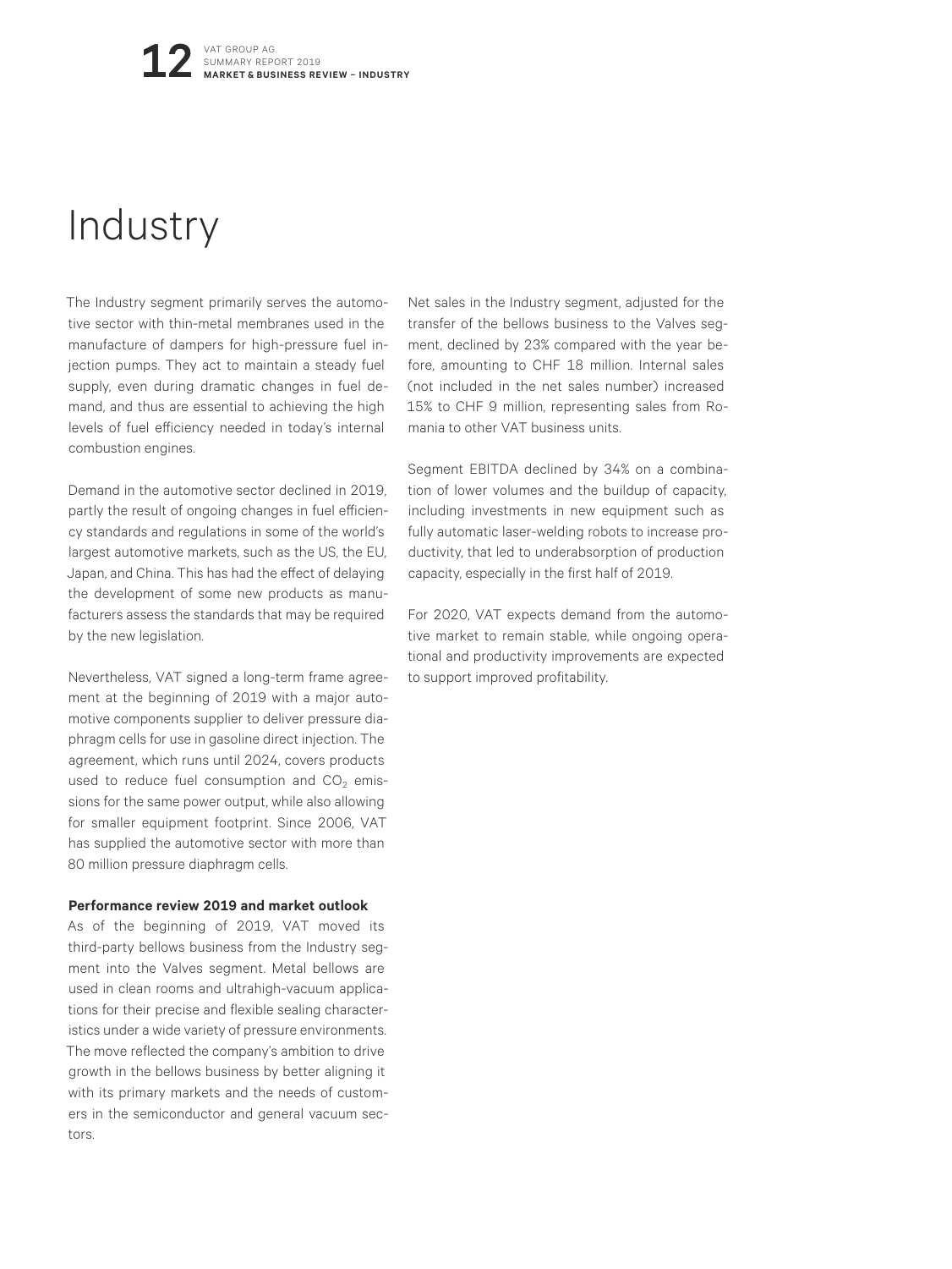# Industry

The Industry segment primarily serves the automotive sector with thin-metal membranes used in the manufacture of dampers for high-pressure fuel injection pumps. They act to maintain a steady fuel supply, even during dramatic changes in fuel demand, and thus are essential to achieving the high levels of fuel efficiency needed in today's internal combustion engines.

Demand in the automotive sector declined in 2019, partly the result of ongoing changes in fuel efficiency standards and regulations in some of the world's largest automotive markets, such as the US, the EU, Japan, and China. This has had the effect of delaying the development of some new products as manufacturers assess the standards that may be required by the new legislation.

Nevertheless, VAT signed a long-term frame agreement at the beginning of 2019 with a major automotive components supplier to deliver pressure diaphragm cells for use in gasoline direct injection. The agreement, which runs until 2024, covers products used to reduce fuel consumption and $CO_2$ emissions for the same power output, while also allowing for smaller equipment footprint. Since 2006, VAT has supplied the automotive sector with more than 80 million pressure diaphragm cells.

**Performance review 2019 and market outlook**

As of the beginning of 2019, VAT moved its third-party bellows business from the Industry segment into the Valves segment. Metal bellows are used in clean rooms and ultrahigh-vacuum applications for their precise and flexible sealing characteristics under a wide variety of pressure environments. The move reflected the company's ambition to drive growth in the bellows business by better aligning it with its primary markets and the needs of customers in the semiconductor and general vacuum sectors.

Net sales in the Industry segment, adjusted for the transfer of the bellows business to the Valves segment, declined by 23% compared with the year before, amounting to CHF 18 million. Internal sales (not included in the net sales number) increased 15% to CHF 9 million, representing sales from Romania to other VAT business units.

Segment EBITDA declined by 34% on a combination of lower volumes and the buildup of capacity, including investments in new equipment such as fully automatic laser-welding robots to increase productivity, that led to underabsorption of production capacity, especially in the first half of 2019.

For 2020, VAT expects demand from the automotive market to remain stable, while ongoing operational and productivity improvements are expected to support improved profitability.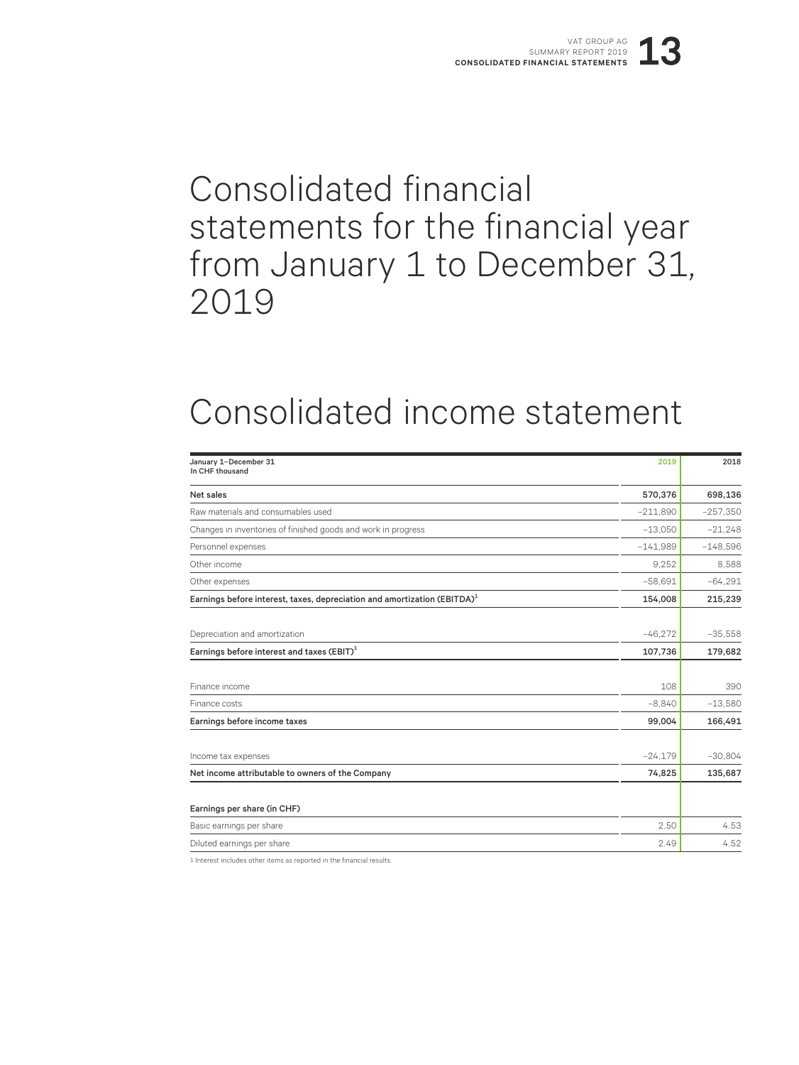# Consolidated financial statements for the financial year from January 1 to December 31, 2019

# Consolidated income statement

| January 1–December 31<br>In CHF thousand | 2019 | 2018 |
|---|---|---|
| **Net sales** | **570,376** | **698,136** |
| Raw materials and consumables used | –211,890 | –257,350 |
| Changes in inventories of finished goods and work in progress | –13,050 | –21,248 |
| Personnel expenses | –141,989 | –148,596 |
| Other income | 9,252 | 8,588 |
| Other expenses | –58,691 | –64,291 |
| **Earnings before interest, taxes, depreciation and amortization (EBITDA)[1]** | **154,008** | **215,239** |
| Depreciation and amortization | –46,272 | –35,558 |
| **Earnings before interest and taxes (EBIT)[1]** | **107,736** | **179,682** |
| Finance income | 108 | 390 |
| Finance costs | –8,840 | –13,580 |
| **Earnings before income taxes** | **99,004** | **166,491** |
| Income tax expenses | –24,179 | –30,804 |
| **Net income attributable to owners of the Company** | **74,825** | **135,687** |
| **Earnings per share (in CHF)** | | |
| Basic earnings per share | 2.50 | 4.53 |
| Diluted earnings per share | 2.49 | 4.52 |

1 Interest includes other items as reported in the financial results.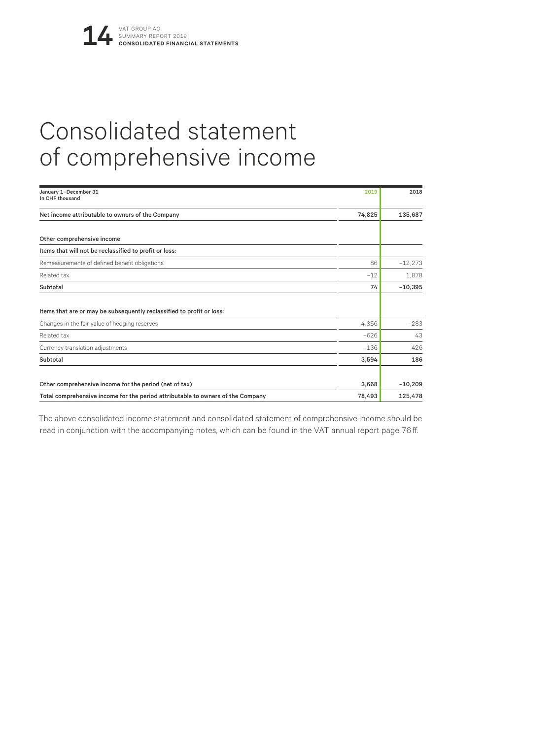# Consolidated statement of comprehensive income

| January 1–December 31<br>In CHF thousand | 2019 | 2018 |
|---|---|---|
| **Net income attributable to owners of the Company** | **74,825** | **135,687** |
| | | |
| **Other comprehensive income** | | |
| **Items that will not be reclassified to profit or loss:** | | |
| Remeasurements of defined benefit obligations | 86 | –12,273 |
| Related tax | –12 | 1,878 |
| **Subtotal** | **74** | **–10,395** |
| | | |
| **Items that are or may be subsequently reclassified to profit or loss:** | | |
| Changes in the fair value of hedging reserves | 4,356 | –283 |
| Related tax | –626 | 43 |
| Currency translation adjustments | –136 | 426 |
| **Subtotal** | **3,594** | **186** |
| | | |
| **Other comprehensive income for the period (net of tax)** | **3,668** | **–10,209** |
| **Total comprehensive income for the period attributable to owners of the Company** | **78,493** | **125,478** |

The above consolidated income statement and consolidated statement of comprehensive income should be read in conjunction with the accompanying notes, which can be found in the VAT annual report page 76 ff.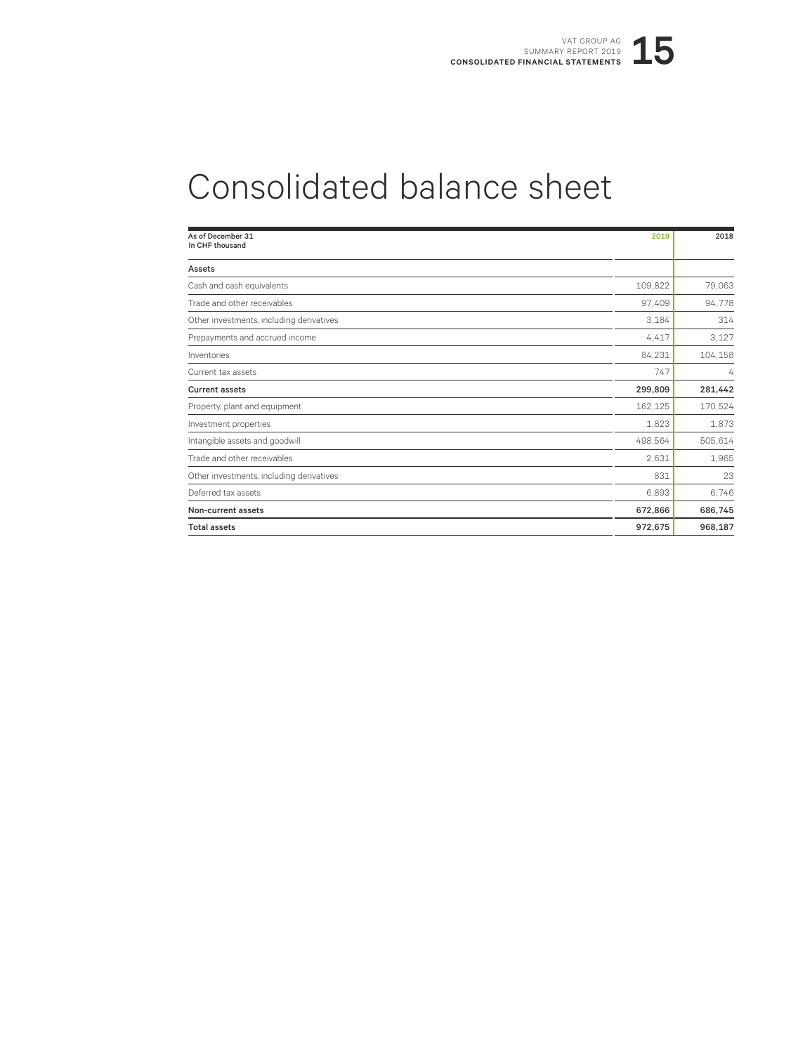# Consolidated balance sheet

| As of December 31<br>In CHF thousand | 2019 | 2018 |
|---|---|---|
| **Assets** | | |
| Cash and cash equivalents | 109,822 | 79,063 |
| Trade and other receivables | 97,409 | 94,778 |
| Other investments, including derivatives | 3,184 | 314 |
| Prepayments and accrued income | 4,417 | 3,127 |
| Inventories | 84,231 | 104,158 |
| Current tax assets | 747 | 4 |
| **Current assets** | **299,809** | **281,442** |
| Property, plant and equipment | 162,125 | 170,524 |
| Investment properties | 1,823 | 1,873 |
| Intangible assets and goodwill | 498,564 | 505,614 |
| Trade and other receivables | 2,631 | 1,965 |
| Other investments, including derivatives | 831 | 23 |
| Deferred tax assets | 6,893 | 6,746 |
| **Non-current assets** | **672,866** | **686,745** |
| **Total assets** | **972,675** | **968,187** |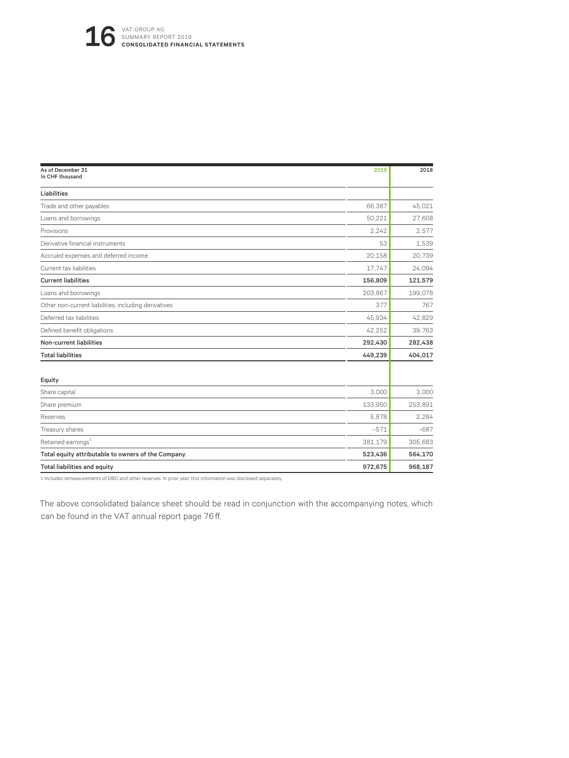| As of December 31<br>In CHF thousand | 2019 | 2018 |
|---|---|---|
| **Liabilities** | | |
| Trade and other payables | 66,387 | 45,021 |
| Loans and borrowings | 50,221 | 27,608 |
| Provisions | 2,242 | 2,577 |
| Derivative financial instruments | 53 | 1,539 |
| Accrued expenses and deferred income | 20,158 | 20,739 |
| Current tax liabilities | 17,747 | 24,094 |
| **Current liabilities** | **156,809** | **121,579** |
| Loans and borrowings | 203,867 | 199,078 |
| Other non-current liabilities, including derivatives | 377 | 767 |
| Deferred tax liabilities | 45,934 | 42,829 |
| Defined benefit obligations | 42,252 | 39,763 |
| **Non-current liabilities** | **292,430** | **282,438** |
| **Total liabilities** | **449,239** | **404,017** |
| **Equity** | | |
| Share capital | 3,000 | 3,000 |
| Share premium | 133,950 | 253,891 |
| Reserves | 5,878 | 2,284 |
| Treasury shares | –571 | –687 |
| Retained earnings[1] | 381,179 | 305,683 |
| **Total equity attributable to owners of the Company** | **523,436** | **564,170** |
| **Total liabilities and equity** | **972,675** | **968,187** |

1 Includes remeasurements of DBO and other reserves. In prior year, this information was disclosed separately.

The above consolidated balance sheet should be read in conjunction with the accompanying notes, which can be found in the VAT annual report page 76 ff.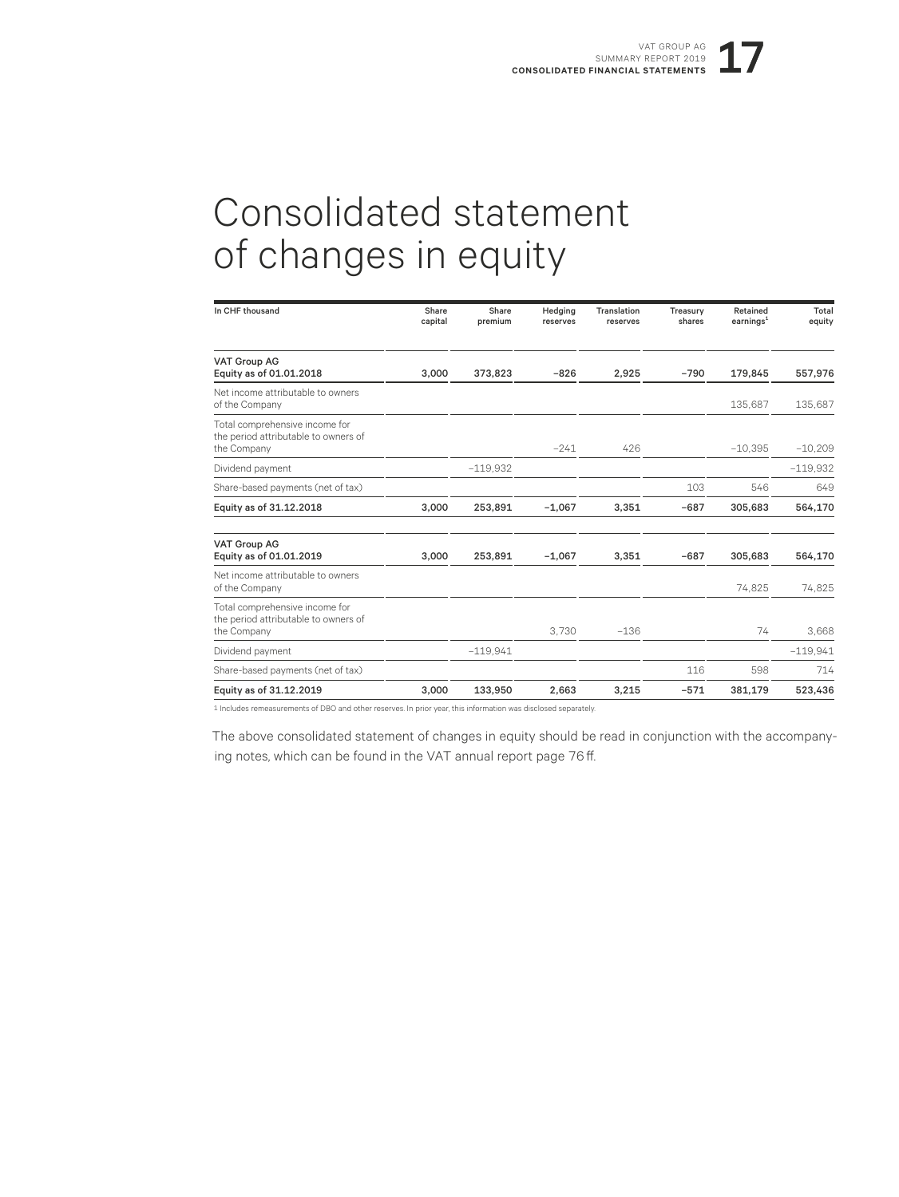# Consolidated statement of changes in equity

| In CHF thousand | Share capital | Share premium | Hedging reserves | Translation reserves | Treasury shares | Retained earnings[1] | Total equity |
|---|---|---|---|---|---|---|---|
| **VAT Group AG Equity as of 01.01.2018** | **3,000** | **373,823** | **–826** | **2,925** | **–790** | **179,845** | **557,976** |
| Net income attributable to owners of the Company | | | | | | 135,687 | 135,687 |
| Total comprehensive income for the period attributable to owners of the Company | | | –241 | 426 | | –10,395 | –10,209 |
| Dividend payment | | –119,932 | | | | | –119,932 |
| Share-based payments (net of tax) | | | | | 103 | 546 | 649 |
| **Equity as of 31.12.2018** | **3,000** | **253,891** | **–1,067** | **3,351** | **–687** | **305,683** | **564,170** |
| **VAT Group AG Equity as of 01.01.2019** | **3,000** | **253,891** | **–1,067** | **3,351** | **–687** | **305,683** | **564,170** |
| Net income attributable to owners of the Company | | | | | | 74,825 | 74,825 |
| Total comprehensive income for the period attributable to owners of the Company | | | 3,730 | –136 | | 74 | 3,668 |
| Dividend payment | | –119,941 | | | | | –119,941 |
| Share-based payments (net of tax) | | | | | 116 | 598 | 714 |
| **Equity as of 31.12.2019** | **3,000** | **133,950** | **2,663** | **3,215** | **–571** | **381,179** | **523,436** |

1 Includes remeasurements of DBO and other reserves. In prior year, this information was disclosed separately.

The above consolidated statement of changes in equity should be read in conjunction with the accompanying notes, which can be found in the VAT annual report page 76 ff.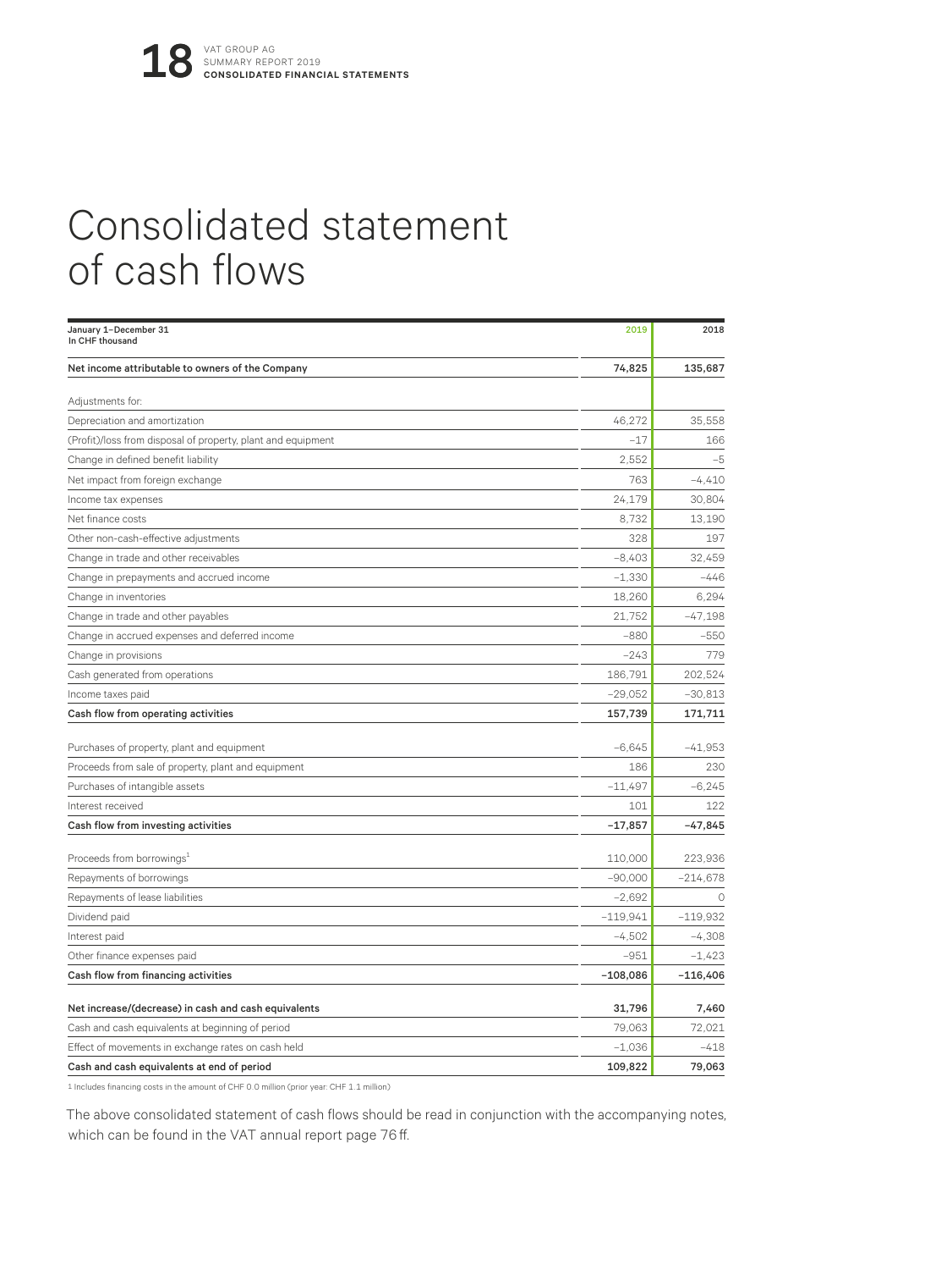# Consolidated statement of cash flows

| January 1–December 31<br>In CHF thousand | 2019 | 2018 |
|---|---|---|
| **Net income attributable to owners of the Company** | **74,825** | **135,687** |
| Adjustments for: | | |
| Depreciation and amortization | 46,272 | 35,558 |
| (Profit)/loss from disposal of property, plant and equipment | –17 | 166 |
| Change in defined benefit liability | 2,552 | –5 |
| Net impact from foreign exchange | 763 | –4,410 |
| Income tax expenses | 24,179 | 30,804 |
| Net finance costs | 8,732 | 13,190 |
| Other non-cash-effective adjustments | 328 | 197 |
| Change in trade and other receivables | –8,403 | 32,459 |
| Change in prepayments and accrued income | –1,330 | –446 |
| Change in inventories | 18,260 | 6,294 |
| Change in trade and other payables | 21,752 | –47,198 |
| Change in accrued expenses and deferred income | –880 | –550 |
| Change in provisions | –243 | 779 |
| Cash generated from operations | 186,791 | 202,524 |
| Income taxes paid | –29,052 | –30,813 |
| **Cash flow from operating activities** | **157,739** | **171,711** |
| Purchases of property, plant and equipment | –6,645 | –41,953 |
| Proceeds from sale of property, plant and equipment | 186 | 230 |
| Purchases of intangible assets | –11,497 | –6,245 |
| Interest received | 101 | 122 |
| **Cash flow from investing activities** | **–17,857** | **–47,845** |
| Proceeds from borrowings[1] | 110,000 | 223,936 |
| Repayments of borrowings | –90,000 | –214,678 |
| Repayments of lease liabilities | –2,692 | 0 |
| Dividend paid | –119,941 | –119,932 |
| Interest paid | –4,502 | –4,308 |
| Other finance expenses paid | –951 | –1,423 |
| **Cash flow from financing activities** | **–108,086** | **–116,406** |
| **Net increase/(decrease) in cash and cash equivalents** | **31,796** | **7,460** |
| Cash and cash equivalents at beginning of period | 79,063 | 72,021 |
| Effect of movements in exchange rates on cash held | –1,036 | –418 |
| **Cash and cash equivalents at end of period** | **109,822** | **79,063** |

1 Includes financing costs in the amount of CHF 0.0 million (prior year: CHF 1.1 million)

The above consolidated statement of cash flows should be read in conjunction with the accompanying notes, which can be found in the VAT annual report page 76 ff.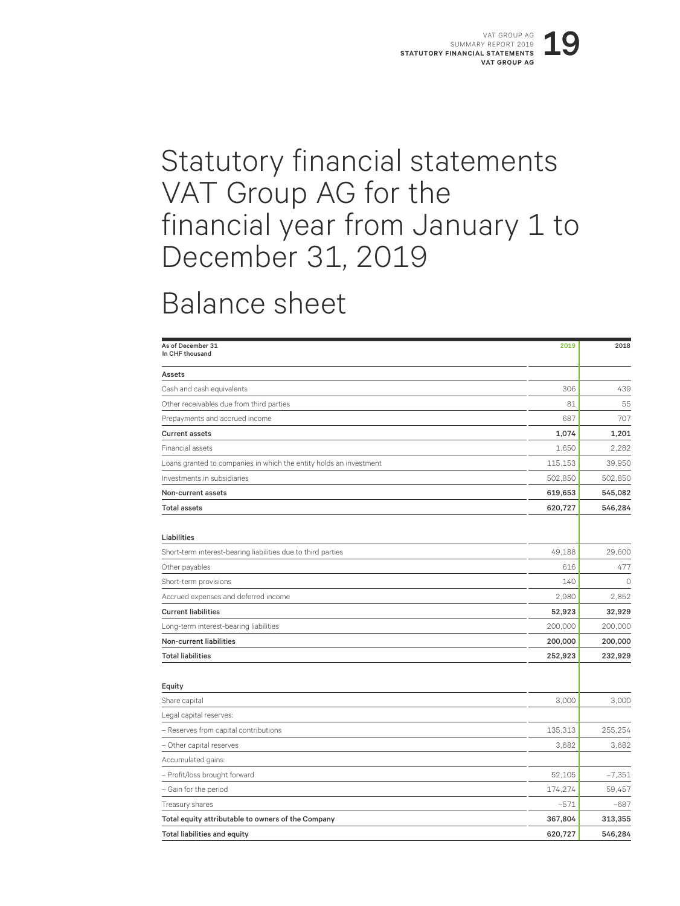# Statutory financial statements VAT Group AG for the financial year from January 1 to December 31, 2019

## Balance sheet

| As of December 31<br>In CHF thousand | 2019 | 2018 |
|---|---|---|
| **Assets** | | |
| Cash and cash equivalents | 306 | 439 |
| Other receivables due from third parties | 81 | 55 |
| Prepayments and accrued income | 687 | 707 |
| **Current assets** | **1,074** | **1,201** |
| Financial assets | 1,650 | 2,282 |
| Loans granted to companies in which the entity holds an investment | 115,153 | 39,950 |
| Investments in subsidiaries | 502,850 | 502,850 |
| **Non-current assets** | **619,653** | **545,082** |
| **Total assets** | **620,727** | **546,284** |
| | | |
| **Liabilities** | | |
| Short-term interest-bearing liabilities due to third parties | 49,188 | 29,600 |
| Other payables | 616 | 477 |
| Short-term provisions | 140 | 0 |
| Accrued expenses and deferred income | 2,980 | 2,852 |
| **Current liabilities** | **52,923** | **32,929** |
| Long-term interest-bearing liabilities | 200,000 | 200,000 |
| **Non-current liabilities** | **200,000** | **200,000** |
| **Total liabilities** | **252,923** | **232,929** |
| | | |
| **Equity** | | |
| Share capital | 3,000 | 3,000 |
| Legal capital reserves: | | |
| – Reserves from capital contributions | 135,313 | 255,254 |
| – Other capital reserves | 3,682 | 3,682 |
| Accumulated gains: | | |
| – Profit/loss brought forward | 52,105 | −7,351 |
| – Gain for the period | 174,274 | 59,457 |
| Treasury shares | −571 | −687 |
| **Total equity attributable to owners of the Company** | **367,804** | **313,355** |
| **Total liabilities and equity** | **620,727** | **546,284** |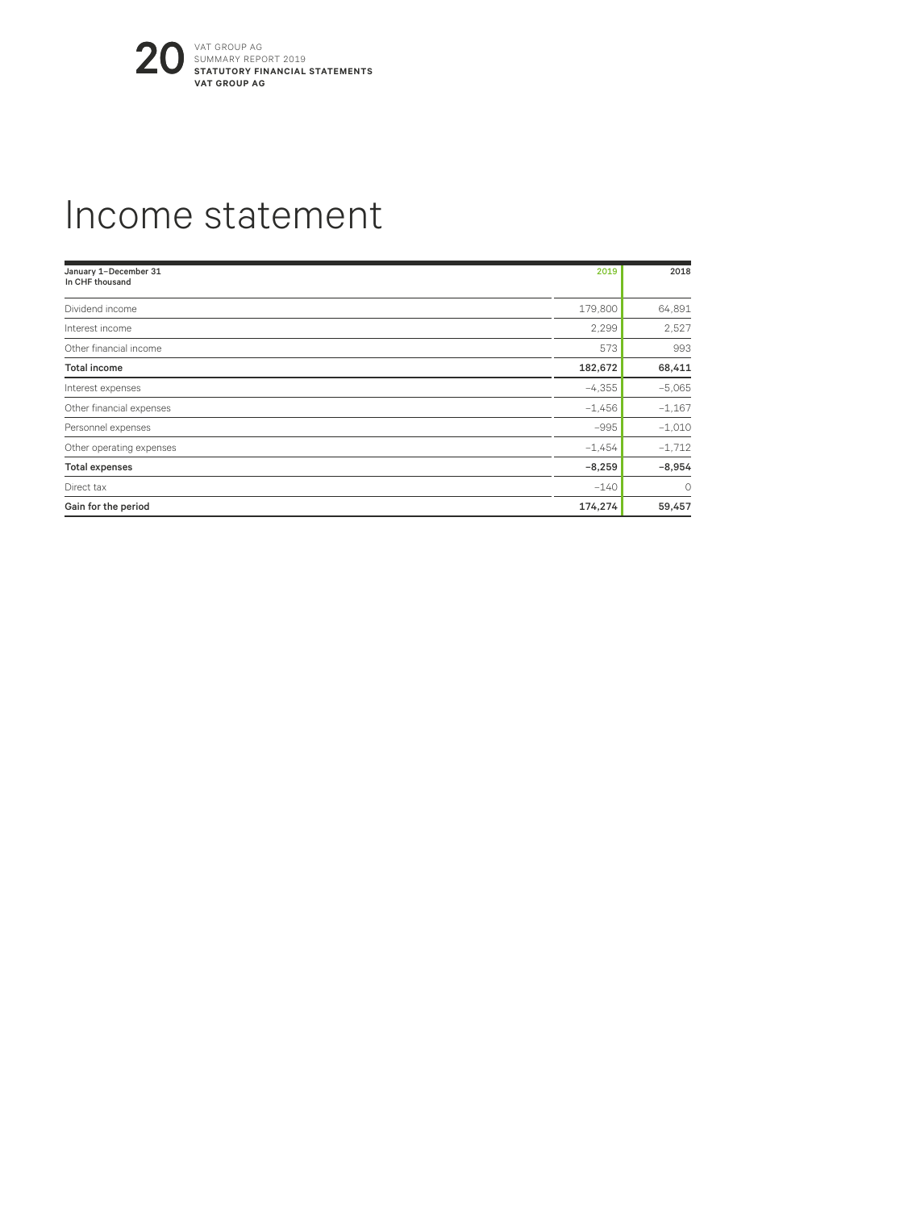# Income statement

| January 1–December 31<br>In CHF thousand | 2019 | 2018 |
|---|---|---|
| Dividend income | 179,800 | 64,891 |
| Interest income | 2,299 | 2,527 |
| Other financial income | 573 | 993 |
| **Total income** | **182,672** | **68,411** |
| Interest expenses | –4,355 | –5,065 |
| Other financial expenses | –1,456 | –1,167 |
| Personnel expenses | –995 | –1,010 |
| Other operating expenses | –1,454 | –1,712 |
| **Total expenses** | **–8,259** | **–8,954** |
| Direct tax | –140 | 0 |
| **Gain for the period** | **174,274** | **59,457** |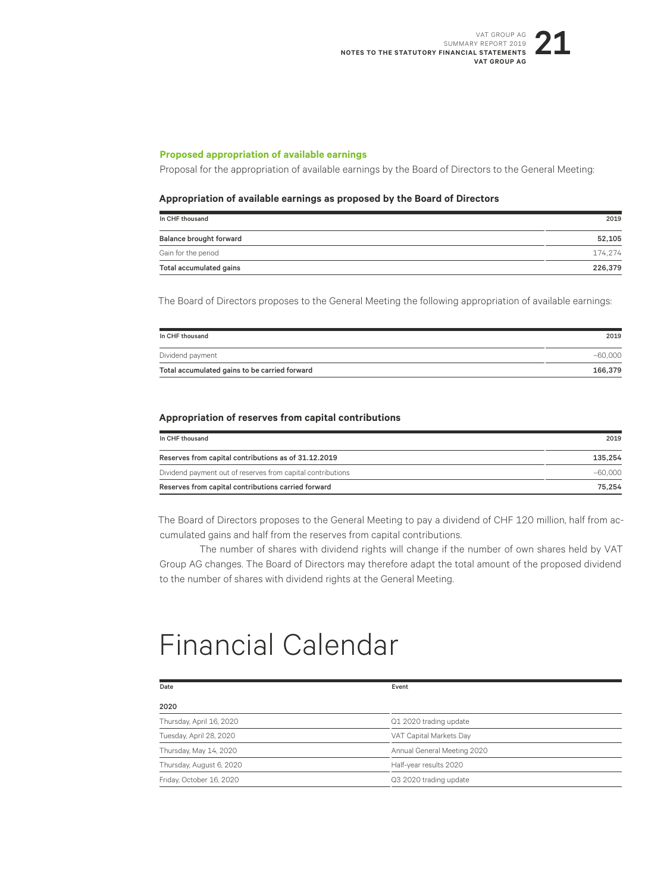### Proposed appropriation of available earnings

Proposal for the appropriation of available earnings by the Board of Directors to the General Meeting:

#### Appropriation of available earnings as proposed by the Board of Directors

| In CHF thousand | 2019 |
|---|---|
| **Balance brought forward** | **52,105** |
| Gain for the period | 174,274 |
| **Total accumulated gains** | **226,379** |

The Board of Directors proposes to the General Meeting the following appropriation of available earnings:

| In CHF thousand | 2019 |
|---|---|
| Dividend payment | –60,000 |
| **Total accumulated gains to be carried forward** | **166,379** |

#### Appropriation of reserves from capital contributions

| In CHF thousand | 2019 |
|---|---|
| **Reserves from capital contributions as of 31.12.2019** | **135,254** |
| Dividend payment out of reserves from capital contributions | –60,000 |
| **Reserves from capital contributions carried forward** | **75,254** |

The Board of Directors proposes to the General Meeting to pay a dividend of CHF 120 million, half from accumulated gains and half from the reserves from capital contributions.

The number of shares with dividend rights will change if the number of own shares held by VAT Group AG changes. The Board of Directors may therefore adapt the total amount of the proposed dividend to the number of shares with dividend rights at the General Meeting.

# Financial Calendar

| Date | Event |
|---|---|
| **2020** | |
| Thursday, April 16, 2020 | Q1 2020 trading update |
| Tuesday, April 28, 2020 | VAT Capital Markets Day |
| Thursday, May 14, 2020 | Annual General Meeting 2020 |
| Thursday, August 6, 2020 | Half-year results 2020 |
| Friday, October 16, 2020 | Q3 2020 trading update |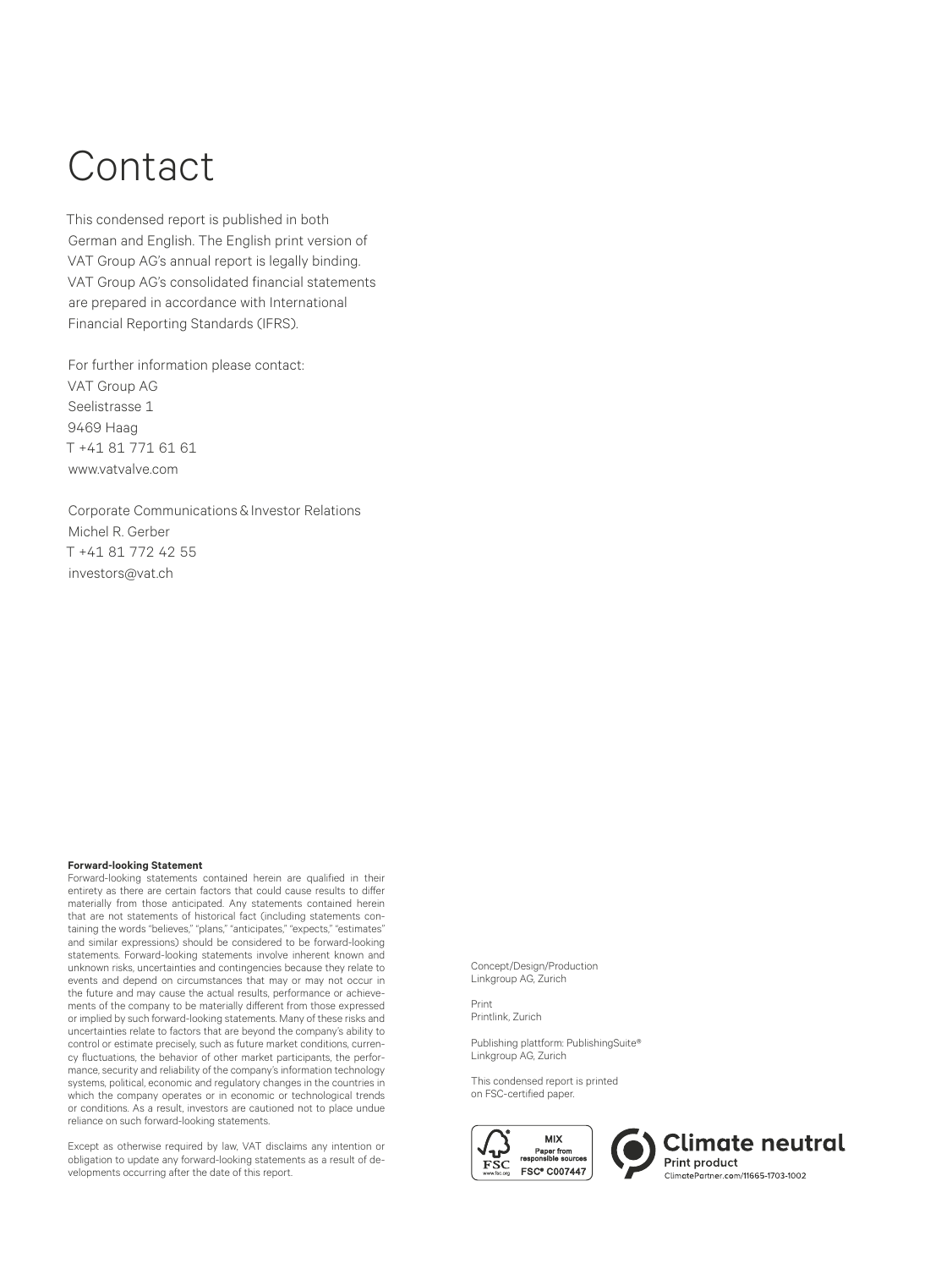# Contact

This condensed report is published in both German and English. The English print version of VAT Group AG's annual report is legally binding. VAT Group AG's consolidated financial statements are prepared in accordance with International Financial Reporting Standards (IFRS).

For further information please contact:
VAT Group AG
Seelistrasse 1
9469 Haag
T +41 81 771 61 61
www.vatvalve.com

Corporate Communications & Investor Relations
Michel R. Gerber
T +41 81 772 42 55
investors@vat.ch

**Forward-looking Statement**
Forward-looking statements contained herein are qualified in their entirety as there are certain factors that could cause results to differ materially from those anticipated. Any statements contained herein that are not statements of historical fact (including statements containing the words "believes," "plans," "anticipates," "expects," "estimates" and similar expressions) should be considered to be forward-looking statements. Forward-looking statements involve inherent known and unknown risks, uncertainties and contingencies because they relate to events and depend on circumstances that may or may not occur in the future and may cause the actual results, performance or achievements of the company to be materially different from those expressed or implied by such forward-looking statements. Many of these risks and uncertainties relate to factors that are beyond the company's ability to control or estimate precisely, such as future market conditions, currency fluctuations, the behavior of other market participants, the performance, security and reliability of the company's information technology systems, political, economic and regulatory changes in the countries in which the company operates or in economic or technological trends or conditions. As a result, investors are cautioned not to place undue reliance on such forward-looking statements.

Except as otherwise required by law, VAT disclaims any intention or obligation to update any forward-looking statements as a result of developments occurring after the date of this report.

Concept/Design/Production
Linkgroup AG, Zurich

Print
Printlink, Zurich

Publishing plattform: PublishingSuite®
Linkgroup AG, Zurich

This condensed report is printed on FSC-certified paper.

MIX
Paper from responsible sources
FSC® C007447

Climate neutral
Print product
ClimatePartner.com/11665-1703-1002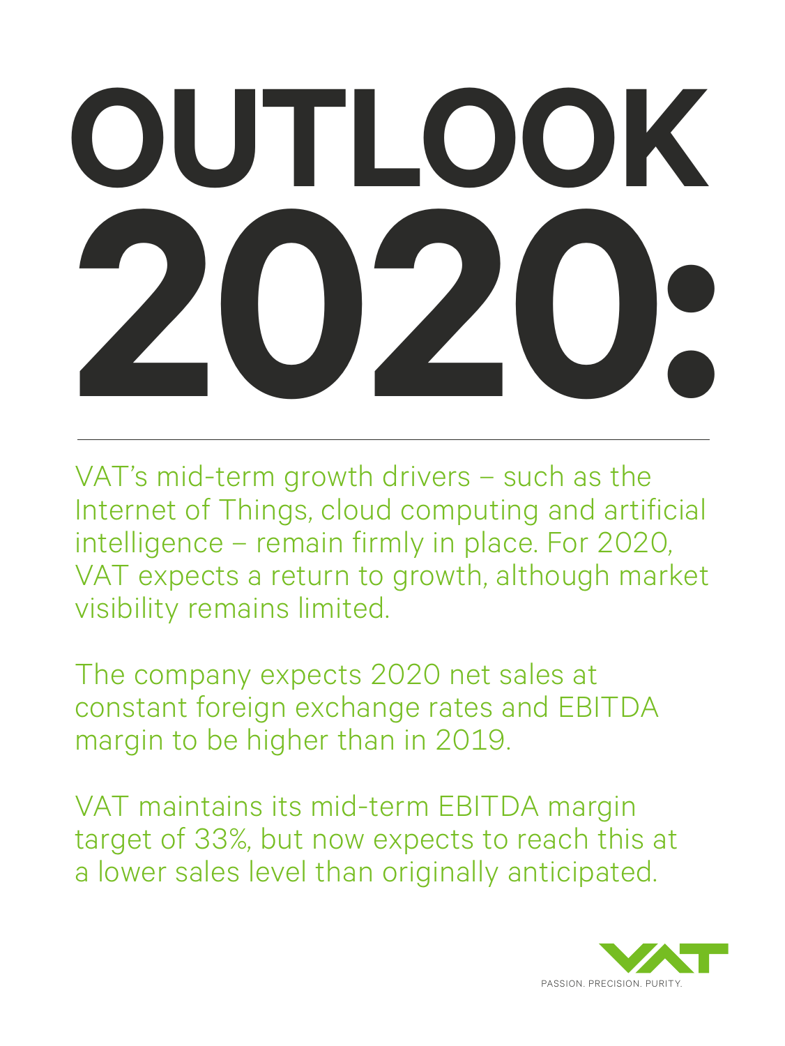# OUTLOOK 2020:

VAT's mid-term growth drivers – such as the Internet of Things, cloud computing and artificial intelligence – remain firmly in place. For 2020, VAT expects a return to growth, although market visibility remains limited.

The company expects 2020 net sales at constant foreign exchange rates and EBITDA margin to be higher than in 2019.

VAT maintains its mid-term EBITDA margin target of 33%, but now expects to reach this at a lower sales level than originally anticipated.

VAT

PASSION. PRECISION. PURITY.